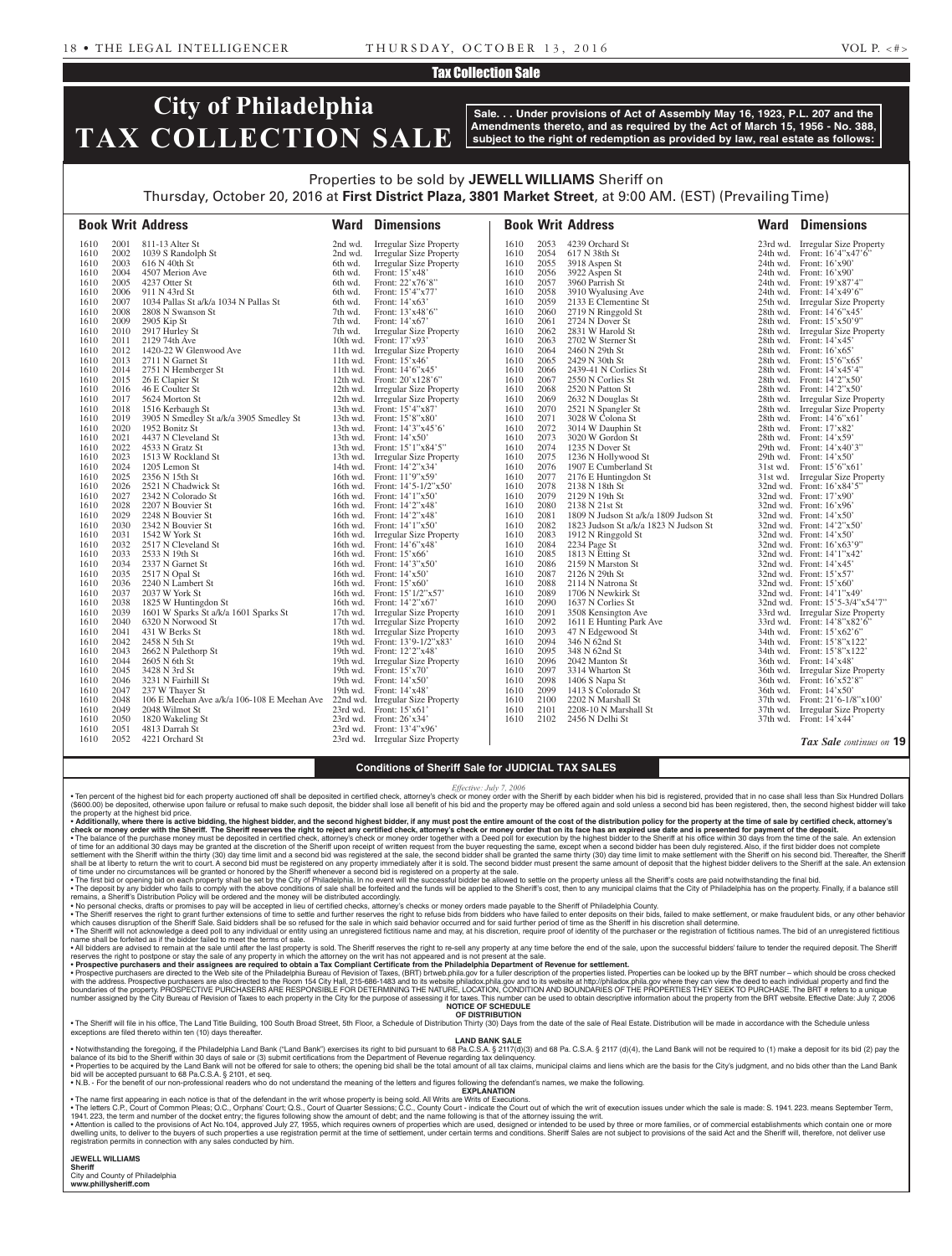## Tax Collection Sale

# City of Philadelphia TAX COLLECTION SALE

**Sale. . . Under provisions of Act of Assembly May 16, 1923, P.L. 207 and the Amendments thereto, and as required by the Act of March 15, 1956 - No. 388, subject to the right of redemption as provided by law, real estate as follows:**

Properties to be sold by **JEWELL WILLIAMS** Sheriff on Thursday, October 20, 2016 at **First District Plaza, 3801 Market Street**, at 9:00 AM. (EST) (Prevailing Time)

| Book | Writ | Address | Ward | Dimensions |
|---|---|---|---|---|
| 1610 | 2001 | 811-13 Alter St | 2nd wd. | Irregular Size Property |
| 1610 | 2002 | 1039 S Randolph St | 2nd wd. | Irregular Size Property |
| 1610 | 2003 | 616 N 40th St | 6th wd. | Irregular Size Property |
| 1610 | 2004 | 4507 Merion Ave | 6th wd. | Front: 15'x48' |
| 1610 | 2005 | 4237 Otter St | 6th wd. | Front: 22'x76'8" |
| 1610 | 2006 | 911 N 43rd St | 6th wd. | Front: 15'4"x77' |
| 1610 | 2007 | 1034 Pallas St a/k/a 1034 N Pallas St | 6th wd. | Front: 14'x63' |
| 1610 | 2008 | 2808 N Swanson St | 7th wd. | Front: 13'x48'6" |
| 1610 | 2009 | 2905 Kip St | 7th wd. | Front: 14'x67' |
| 1610 | 2010 | 2917 Hurley St | 7th wd. | Irregular Size Property |
| 1610 | 2011 | 2129 74th Ave | 10th wd. | Front: 17'x93' |
| 1610 | 2012 | 1420-22 W Glenwood Ave | 11th wd. | Irregular Size Property |
| 1610 | 2013 | 2711 N Garnet St | 11th wd. | Front: 15'x46' |
| 1610 | 2014 | 2751 N Hemberger St | 11th wd. | Front: 14'6"x45' |
| 1610 | 2015 | 26 E Clapier St | 12th wd. | Front: 20'x128'6" |
| 1610 | 2016 | 46 E Coulter St | 12th wd. | Irregular Size Property |
| 1610 | 2017 | 5624 Morton St | 12th wd. | Irregular Size Property |
| 1610 | 2018 | 1516 Kerbaugh St | 13th wd. | Front: 15'4"x87' |
| 1610 | 2019 | 3905 N Smedley St a/k/a 3905 Smedley St | 13th wd. | Front: 15'8"x80' |
| 1610 | 2020 | 1952 Bonitz St | 13th wd. | Front: 14'3"x45'6' |
| 1610 | 2021 | 4437 N Cleveland St | 13th wd. | Front: 14'x50' |
| 1610 | 2022 | 4533 N Gratz St | 13th wd. | Front: 15'1"x84'5" |
| 1610 | 2023 | 1513 W Rockland St | 13th wd. | Irregular Size Property |
| 1610 | 2024 | 1205 Lemon St | 14th wd. | Front: 14'2"x34' |
| 1610 | 2025 | 2356 N 15th St | 16th wd. | Front: 11'9"x59' |
| 1610 | 2026 | 2521 N Chadwick St | 16th wd. | Front: 14'5-1/2"x50' |
| 1610 | 2027 | 2342 N Colorado St | 16th wd. | Front: 14'1"x50' |
| 1610 | 2028 | 2207 N Bouvier St | 16th wd. | Front: 14'2"x48' |
| 1610 | 2029 | 2248 N Bouvier St | 16th wd. | Front: 14'2"x48' |
| 1610 | 2030 | 2342 N Bouvier St | 16th wd. | Front: 14'1"x50' |
| 1610 | 2031 | 1542 W York St | 16th wd. | Irregular Size Property |
| 1610 | 2032 | 2517 N Cleveland St | 16th wd. | Front: 14'6"x48' |
| 1610 | 2033 | 2533 N 19th St | 16th wd. | Front: 15'x66' |
| 1610 | 2034 | 2337 N Garnet St | 16th wd. | Front: 14'3"x50' |
| 1610 | 2035 | 2517 N Opal St | 16th wd. | Front: 14'x50' |
| 1610 | 2036 | 2240 N Lambert St | 16th wd. | Front: 15'x60' |
| 1610 | 2037 | 2037 W York St | 16th wd. | Front: 15'1/2"x57' |
| 1610 | 2038 | 1825 W Huntingdon St | 16th wd. | Front: 14'2"x67' |
| 1610 | 2039 | 1601 W Sparks St a/k/a 1601 Sparks St | 17th wd. | Irregular Size Property |
| 1610 | 2040 | 6320 N Norwood St | 17th wd. | Irregular Size Property |
| 1610 | 2041 | 431 W Berks St | 18th wd. | Irregular Size Property |
| 1610 | 2042 | 2458 N 5th St | 19th wd. | Front: 13'9-1/2"x83' |
| 1610 | 2043 | 2662 N Palethorp St | 19th wd. | Front: 12'2"x48' |
| 1610 | 2044 | 2605 N 6th St | 19th wd. | Irregular Size Property |
| 1610 | 2045 | 3428 N 3rd St | 19th wd. | Front: 15'x70' |
| 1610 | 2046 | 3231 N Fairhill St | 19th wd. | Front: 14'x50' |
| 1610 | 2047 | 237 W Thayer St | 19th wd. | Front: 14'x48' |
| 1610 | 2048 | 106 E Meehan Ave a/k/a 106-108 E Meehan Ave | 22nd wd. | Irregular Size Property |
| 1610 | 2049 | 2048 Wilmot St | 23rd wd. | Front: 15'x61' |
| 1610 | 2050 | 1820 Wakeling St | 23rd wd. | Front: 26'x34' |
| 1610 | 2051 | 4813 Darrah St | 23rd wd. | Front: 13'4"x96' |
| 1610 | 2052 | 4221 Orchard St | 23rd wd. | Irregular Size Property |
| 1610 | 2053 | 4239 Orchard St | 23rd wd. | Irregular Size Property |
| 1610 | 2054 | 617 N 38th St | 24th wd. | Front: 16'4"x47'6" |
| 1610 | 2055 | 3918 Aspen St | 24th wd. | Front: 16'x90' |
| 1610 | 2056 | 3922 Aspen St | 24th wd. | Front: 16'x90' |
| 1610 | 2057 | 3960 Parrish St | 24th wd. | Front: 19'x87'4" |
| 1610 | 2058 | 3910 Wyalusing Ave | 24th wd. | Front: 14'x49'6" |
| 1610 | 2059 | 2133 E Clementine St | 25th wd. | Irregular Size Property |
| 1610 | 2060 | 2719 N Ringgold St | 28th wd. | Front: 14'6"x45' |
| 1610 | 2061 | 2724 N Dover St | 28th wd. | Front: 15'x50'9" |
| 1610 | 2062 | 2831 W Harold St | 28th wd. | Irregular Size Property |
| 1610 | 2063 | 2702 W Sterner St | 28th wd. | Front: 14'x45' |
| 1610 | 2064 | 2460 N 29th St | 28th wd. | Front: 16'x65' |
| 1610 | 2065 | 2429 N 30th St | 28th wd. | Front: 15'6"x65' |
| 1610 | 2066 | 2439-41 N Corlies St | 28th wd. | Front: 14'x45'4" |
| 1610 | 2067 | 2550 N Corlies St | 28th wd. | Front: 14'2"x50' |
| 1610 | 2068 | 2520 N Patton St | 28th wd. | Front: 14'2"x50' |
| 1610 | 2069 | 2632 N Douglas St | 28th wd. | Irregular Size Property |
| 1610 | 2070 | 2521 N Spangler St | 28th wd. | Irregular Size Property |
| 1610 | 2071 | 3028 W Colona St | 28th wd. | Front: 14'6"x61' |
| 1610 | 2072 | 3014 W Dauphin St | 28th wd. | Front: 17'x82' |
| 1610 | 2073 | 3020 W Gordon St | 28th wd. | Front: 14'x59' |
| 1610 | 2074 | 1235 N Dover St | 29th wd. | Front: 14'x40'3" |
| 1610 | 2075 | 1236 N Hollywood St | 29th wd. | Front: 14'x50' |
| 1610 | 2076 | 1907 E Cumberland St | 31st wd. | Front: 15'6"x61' |
| 1610 | 2077 | 2176 E Huntingdon St | 31st wd. | Irregular Size Property |
| 1610 | 2078 | 2138 N 18th St | 32nd wd. | Front: 16'x84'5" |
| 1610 | 2079 | 2129 N 19th St | 32nd wd. | Front: 17'x90' |
| 1610 | 2080 | 2138 N 21st St | 32nd wd. | Front: 16'x96' |
| 1610 | 2081 | 1809 N Judson St a/k/a 1809 Judson St | 32nd wd. | Front: 14'x50' |
| 1610 | 2082 | 1823 Judson St a/k/a 1823 N Judson St | 32nd wd. | Front: 14'2"x50' |
| 1610 | 2083 | 1912 N Ringgold St | 32nd wd. | Front: 14'x50' |
| 1610 | 2084 | 2234 Page St | 32nd wd. | Front: 16'x63'9" |
| 1610 | 2085 | 1813 N Etting St | 32nd wd. | Front: 14'1"x42' |
| 1610 | 2086 | 2159 N Marston St | 32nd wd. | Front: 14'x45' |
| 1610 | 2087 | 2126 N 29th St | 32nd wd. | Front: 15'x57' |
| 1610 | 2088 | 2114 N Natrona St | 32nd wd. | Front: 15'x60' |
| 1610 | 2089 | 1706 N Newkirk St | 32nd wd. | Front: 14'1"x49' |
| 1610 | 2090 | 1637 N Corlies St | 32nd wd. | Front: 15'5-3/4"x54'7" |
| 1610 | 2091 | 3508 Kensington Ave | 33rd wd. | Irregular Size Property |
| 1610 | 2092 | 1611 E Hunting Park Ave | 33rd wd. | Front: 14'8"x82'6" |
| 1610 | 2093 | 47 N Edgewood St | 34th wd. | Front: 15'x62'6" |
| 1610 | 2094 | 346 N 62nd St | 34th wd. | Front: 15'8"x122' |
| 1610 | 2095 | 348 N 62nd St | 34th wd. | Front: 15'8"x122' |
| 1610 | 2096 | 2042 Manton St | 36th wd. | Front: 14'x48' |
| 1610 | 2097 | 3314 Wharton St | 36th wd. | Irregular Size Property |
| 1610 | 2098 | 1406 S Napa St | 36th wd. | Front: 16'x52'8" |
| 1610 | 2099 | 1413 S Colorado St | 36th wd. | Front: 14'x50' |
| 1610 | 2100 | 2202 N Marshall St | 37th wd. | Front: 21'6-1/8"x100' |
| 1610 | 2101 | 2208-10 N Marshall St | 37th wd. | Irregular Size Property |
| 1610 | 2102 | 2456 N Delhi St | 37th wd. | Front: 14'x44' |

*Tax Sale continues on* **19**

## Conditions of Sheriff Sale for JUDICIAL TAX SALES

*Effective: July 7, 2006*

• Ten percent of the highest bid for each property auctioned off shall be deposited in certified check, attorney's check or money order with the Sheriff by each bidder when his bid is registered, provided that in no case shall less than Six Hundred Dollars ($600.00) be deposited, otherwise upon failure or refusal to make such deposit, the bidder shall lose all benefit of his bid and the property may be offered again and sold unless a second bid has been registered, then, the second highest bidder will take the property at the highest bid price.

• **Additionally, where there is active bidding, the highest bidder, and the second highest bidder, if any must post the entire amount of the cost of the distribution policy for the property at the time of sale by certified check, attorney's check or money order with the Sheriff. The Sheriff reserves the right to reject any certified check, attorney's check or money order that on its face has an expired use date and is presented for payment of the deposit.**

• The balance of the purchase money must be deposited in certified check, attorney's check or money order together with a Deed poll for execution by the highest bidder to the Sheriff at his office within 30 days from the time of the sale. An extension of time for an additional 30 days may be granted at the discretion of the Sheriff upon receipt of written request from the buyer requesting the same, except when a second bidder has been duly registered. Also, if the first bidder does not complete settlement with the Sheriff within the thirty (30) day time limit and a second bid was registered at the sale, the second bidder shall be granted the same thirty (30) day time limit to make settlement with the Sheriff on his second bid. Thereafter, the Sheriff shall be at liberty to return the writ to court. A second bid must be registered on any property immediately after it is sold. The second bidder must present the same amount of deposit that the highest bidder delivers to the Sheriff at the sale. An extension of time under no circumstances will be granted or honored by the Sheriff whenever a second bid is registered on a property at the sale.

• The first bid or opening bid on each property shall be set by the City of Philadelphia. In no event will the successful bidder be allowed to settle on the property unless all the Sheriff's costs are paid notwithstanding the final bid.

• The deposit by any bidder who fails to comply with the above conditions of sale shall be forfeited and the funds will be applied to the Sheriff's cost, then to any municipal claims that the City of Philadelphia has on the property. Finally, if a balance still remains, a Sheriff's Distribution Policy will be ordered and the money will be distributed accordingly.

• No personal checks, drafts or promises to pay will be accepted in lieu of certified checks, attorney's checks or money orders made payable to the Sheriff of Philadelphia County.

• The Sheriff reserves the right to grant further extensions of time to settle and further reserves the right to refuse bids from bidders who have failed to enter deposits on their bids, failed to make settlement, or make fraudulent bids, or any other behavior which causes disruption of the Sheriff Sale. Said bidders shall be so refused for the sale in which said behavior occurred and for said further period of time as the Sheriff in his discretion shall determine.

• The Sheriff will not acknowledge a deed poll to any individual or entity using an unregistered fictitious name and may, at his discretion, require proof of identity of the purchaser or the registration of fictitious names. The bid of an unregistered fictitious name shall be forfeited as if the bidder failed to meet the terms of sale.

• All bidders are advised to remain at the sale until after the last property is sold. The Sheriff reserves the right to re-sell any property at any time before the end of the sale, upon the successful bidders' failure to tender the required deposit. The Sheriff reserves the right to postpone or stay the sale of any property in which the attorney on the writ has not appeared and is not present at the sale.

• **Prospective purchasers and their assignees are required to obtain a Tax Compliant Certificate from the Philadelphia Department of Revenue for settlement.**

• Prospective purchasers are directed to the Web site of the Philadelphia Bureau of Revision of Taxes, (BRT) brtweb.phila.gov for a fuller description of the properties listed. Properties can be looked up by the BRT number – which should be cross checked with the address. Prospective purchasers are also directed to the Room 154 City Hall, 215-686-1483 and to its website philadox.phila.gov and to its website at http://philadox.phila.gov where they can view the deed to each individual property and find the boundaries of the property. PROSPECTIVE PURCHASERS ARE RESPONSIBLE FOR DETERMINING THE NATURE, LOCATION, CONDITION AND BOUNDARIES OF THE PROPERTIES THEY SEEK TO PURCHASE. The BRT # refers to a unique number assigned by the City Bureau of Revision of Taxes to each property in the City for the purpose of assessing it for taxes. This number can be used to obtain descriptive information about the property from the BRT website. Effective Date: July 7, 2006

**NOTICE OF SCHEDULE OF DISTRIBUTION**

• The Sheriff will file in his office, The Land Title Building, 100 South Broad Street, 5th Floor, a Schedule of Distribution Thirty (30) Days from the date of the sale of Real Estate. Distribution will be made in accordance with the Schedule unless exceptions are filed thereto within ten (10) days thereafter.

**LAND BANK SALE**

• Notwithstanding the foregoing, if the Philadelphia Land Bank ("Land Bank") exercises its right to bid pursuant to 68 Pa.C.S.A. § 2117(d)(3) and 68 Pa. C.S.A. § 2117 (d)(4), the Land Bank will not be required to (1) make a deposit for its bid (2) pay the balance of its bid to the Sheriff within 30 days of sale or (3) submit certifications from the Department of Revenue regarding tax delinquency.

• Properties to be acquired by the Land Bank will not be offered for sale to others; the opening bid shall be the total amount of all tax claims, municipal claims and liens which are the basis for the City's judgment, and no bids other than the Land Bank bid will be accepted pursuant to 68 Pa.C.S.A. § 2101, et seq.

• N.B. - For the benefit of our non-professional readers who do not understand the meaning of the letters and figures following the defendant's names, we make the following.

**EXPLANATION**

• The name first appearing in each notice is that of the defendant in the writ whose property is being sold. All Writs are Writs of Executions.

• The letters C.P., Court of Common Pleas; O.C., Orphans' Court; Q.S., Court of Quarter Sessions; C.C., County Court - indicate the Court out of which the writ of execution issues under which the sale is made: S. 1941. 223. means September Term, 1941. 223, the term and number of the docket entry; the figures following show the amount of debt; and the name following is that of the attorney issuing the writ.

• Attention is called to the provisions of Act No.104, approved July 27, 1955, which requires owners of properties which are used, designed or intended to be used by three or more families, or of commercial establishments which contain one or more dwelling units, to deliver to the buyers of such properties a use registration permit at the time of settlement, under certain terms and conditions. Sheriff Sales are not subject to provisions of the said Act and the Sheriff will, therefore, not deliver use registration permits in connection with any sales conducted by him.

**JEWELL WILLIAMS**
**Sheriff**
City and County of Philadelphia
**www.phillysheriff.com**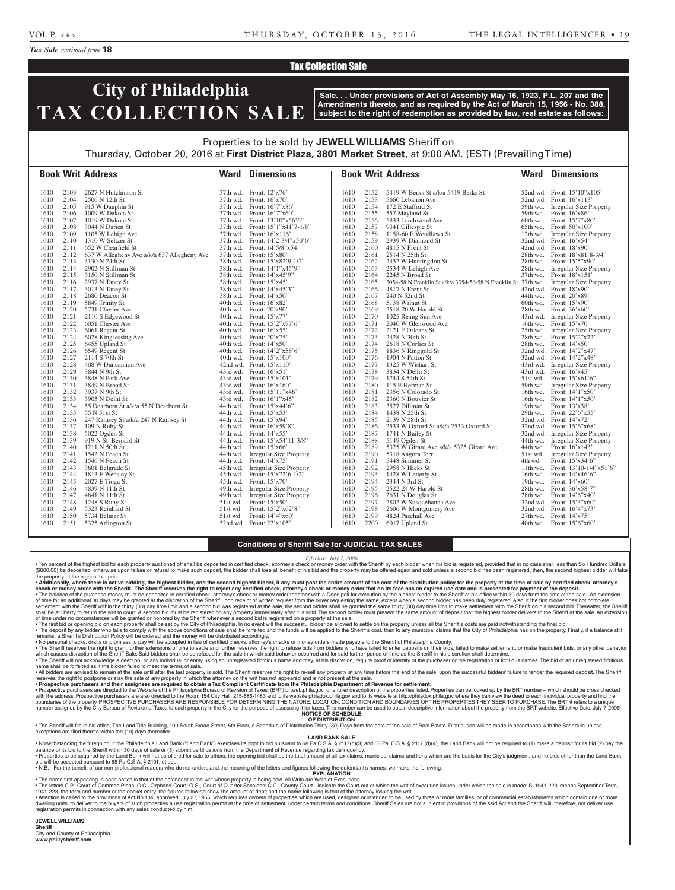*Tax Sale continued from* **18**

## Tax Collection Sale

# City of Philadelphia TAX COLLECTION SALE

**Sale. . . Under provisions of Act of Assembly May 16, 1923, P.L. 207 and the Amendments thereto, and as required by the Act of March 15, 1956 - No. 388, subject to the right of redemption as provided by law, real estate as follows:**

Properties to be sold by **JEWELL WILLIAMS** Sheriff on Thursday, October 20, 2016 at **First District Plaza, 3801 Market Street**, at 9:00 AM. (EST) (Prevailing Time)

| Book | Writ | Address | Ward | Dimensions |
|---|---|---|---|---|
| 1610 | 2103 | 2627 N Hutchinson St | 37th wd. | Front: 12'x76' |
| 1610 | 2104 | 2506 N 12th St | 37th wd. | Front: 16'x70' |
| 1610 | 2105 | 915 W Dauphin St | 37th wd. | Front: 16'7"x86' |
| 1610 | 2106 | 1009 W Dakota St | 37th wd. | Front: 16'7"x60' |
| 1610 | 2107 | 1019 W Dakota St | 37th wd. | Front: 13'10"x56'6" |
| 1610 | 2108 | 3044 N Darien St | 37th wd. | Front: 15'1"x41'7-1/8" |
| 1610 | 2109 | 1105 W Lehigh Ave | 37th wd. | Front: 16'x116' |
| 1610 | 2110 | 1310 W Seltzer St | 37th wd. | Front: 14'2-3/4"x50'6" |
| 1610 | 2111 | 652 W Clearfield St | 37th wd. | Front: 14'5/8"x54' |
| 1610 | 2112 | 637 W Allegheny Ave a/k/a 637 Allegheny Ave | 37th wd. | Front: 15'x80' |
| 1610 | 2113 | 3130 N 24th St | 38th wd. | Front: 15'x82'9-1/2" |
| 1610 | 2114 | 2902 N Stillman St | 38th wd. | Front: 14'1"x45'9" |
| 1610 | 2115 | 3150 N Stillman St | 38th wd. | Front: 14'x45'9" |
| 1610 | 2116 | 2937 N Taney St | 38th wd. | Front: 15'x45' |
| 1610 | 2117 | 3013 N Taney St | 38th wd. | Front: 14'x45'3" |
| 1610 | 2118 | 2680 Deacon St | 38th wd. | Front: 14'x50' |
| 1610 | 2119 | 5849 Trinity St | 40th wd. | Front: 16'x82' |
| 1610 | 2120 | 5731 Chester Ave | 40th wd. | Front: 20'x90' |
| 1610 | 2121 | 2110 S Edgewood St | 40th wd. | Front: 15'x77' |
| 1610 | 2122 | 6051 Chester Ave | 40th wd. | Front: 15'2"x97'6" |
| 1610 | 2123 | 6061 Regent St | 40th wd. | Front: 16'x55' |
| 1610 | 2124 | 6028 Kingsessing Ave | 40th wd. | Front: 20'x75' |
| 1610 | 2125 | 6455 Upland St | 40th wd. | Front: 14'x50' |
| 1610 | 2126 | 6549 Regent St | 40th wd. | Front: 14'2"x58'6" |
| 1610 | 2127 | 2114 S 70th St | 40th wd. | Front: 15'x100' |
| 1610 | 2128 | 408 W Duncannon Ave | 42nd wd. | Front: 15'x110' |
| 1610 | 2129 | 3844 N 9th St | 43rd wd. | Front: 16'x51' |
| 1610 | 2130 | 3848 N Park Ave | 43rd wd. | Front: 15'x101' |
| 1610 | 2131 | 3849 N Broad St | 43rd wd. | Front: 16'x160' |
| 1610 | 2132 | 3937 N 9th St | 43rd wd. | Front: 15'11"x46' |
| 1610 | 2133 | 3905 N Delhi St | 43rd wd. | Front: 16'1"x45' |
| 1610 | 2134 | 55 Dearborn St a/k/a 55 N Dearborn St | 44th wd. | Front: 15'x44'6" |
| 1610 | 2135 | 55 N 51st St | 44th wd. | Front: 15'x53' |
| 1610 | 2136 | 247 Ramsey St a/k/a 247 N Ramsey St | 44th wd. | Front: 15'x94' |
| 1610 | 2137 | 109 N Ruby St | 44th wd. | Front: 16'x59'8" |
| 1610 | 2138 | 5022 Ogden St | 44th wd. | Front: 14'x55' |
| 1610 | 2139 | 919 N St. Bernard St | 44th wd. | Front: 15'x54'11-3/8" |
| 1610 | 2140 | 1211 N 50th St | 44th wd. | Front: 15'x66' |
| 1610 | 2141 | 1542 N Peach St | 44th wd. | Irregular Size Property |
| 1610 | 2142 | 1546 N Peach St | 44th wd. | Front: 14'x75' |
| 1610 | 2143 | 3601 Belgrade St | 45th wd. | Irregular Size Property |
| 1610 | 2144 | 1813 E Wensley St | 45th wd. | Front: 15'x72'6-1/2" |
| 1610 | 2145 | 2027 E Tioga St | 45th wd. | Front: 15'x70' |
| 1610 | 2146 | 4839 N 11th St | 49th wd. | Irregular Size Property |
| 1610 | 2147 | 4841 N 11th St | 49th wd. | Irregular Size Property |
| 1610 | 2148 | 1248 S Ruby St | 51st wd. | Front: 15'x50' |
| 1610 | 2149 | 5323 Reinhard St | 51st wd. | Front: 15'2"x62'8" |
| 1610 | 2150 | 5734 Belmar St | 51st wd. | Front: 14'4"x60' |
| 1610 | 2151 | 5325 Arlington St | 52nd wd. | Front: 22'x105' |
| 1610 | 2152 | 5419 W Berks St a/k/a 5419 Berks St | 52nd wd. | Front: 15'10"x105' |
| 1610 | 2153 | 5660 Lebanon Ave | 52nd wd. | Front: 16'x113' |
| 1610 | 2154 | 172 E Stafford St | 59th wd. | Irregular Size Property |
| 1610 | 2155 | 557 Mayland St | 59th wd. | Front: 16'x86' |
| 1610 | 2156 | 5833 Larchwood Ave | 60th wd. | Front: 15'7"x80' |
| 1610 | 2157 | 9341 Gillespie St | 65th wd. | Front: 50'x100' |
| 1610 | 2158 | 1158-60 E Woodlawn St | 12th wd. | Irregular Size Property |
| 1610 | 2159 | 2939 W Diamond St | 32nd wd. | Front: 16'x54' |
| 1610 | 2160 | 4815 N Front St | 42nd wd. | Front: 18'x90' |
| 1610 | 2161 | 2514 N 25th St | 28th wd. | Front: 18'x81'8-3/4" |
| 1610 | 2162 | 2452 W Huntingdon St | 28th wd. | Front: 15'5"x90' |
| 1610 | 2163 | 2534 W Lehigh Ave | 28th wd. | Irregular Size Property |
| 1610 | 2164 | 2245 N Broad St | 37th wd. | Front: 18'x151' |
| 1610 | 2165 | 3054-58 N Franklin St a/k/a 3054-56-58 N Franklin St | 37th wd. | Irregular Size Property |
| 1610 | 2166 | 4817 N Front St | 42nd wd. | Front: 18'x90' |
| 1610 | 2167 | 240 N 52nd St | 44th wd. | Front: 20'x89' |
| 1610 | 2168 | 5138 Walnut St | 60th wd. | Front: 15'x90' |
| 1610 | 2169 | 2518-20 W Harold St | 28th wd. | Front: 36'x60' |
| 1610 | 2170 | 1025 Rising Sun Ave | 43rd wd. | Irregular Size Property |
| 1610 | 2171 | 2040 W Glenwood Ave | 16th wd. | Front: 15'x70' |
| 1610 | 2172 | 2121 E Orleans St | 25th wd. | Irregular Size Property |
| 1610 | 2173 | 2428 N 30th St | 28th wd. | Front: 15'2"x72' |
| 1610 | 2174 | 2618 N Corlies St | 28th wd. | Front: 14'x50' |
| 1610 | 2175 | 1836 N Ringgold St | 32nd wd. | Front: 14'2"x47' |
| 1610 | 2176 | 1904 N Patton St | 32nd wd. | Front: 14'2"x48' |
| 1610 | 2177 | 1325 W Wishart St | 43rd wd. | Irregular Size Property |
| 1610 | 2178 | 3834 N Delhi St | 43rd wd. | Front: 16'x45' |
| 1610 | 2179 | 1744 S 54th St | 51st wd. | Front: 15'x61'6" |
| 1610 | 2180 | 115 E Herman St | 59th wd. | Irregular Size Property |
| 1610 | 2181 | 2356 N Colorado St | 16th wd. | Front: 14'1"x50' |
| 1610 | 2182 | 2360 N Bouvier St | 16th wd. | Front: 14'1"x50' |
| 1610 | 2183 | 3527 Dillman St | 19th wd. | Front: 13'x38' |
| 1610 | 2184 | 1438 N 25th St | 29th wd. | Front: 22'6"x55' |
| 1610 | 2185 | 2139 N 28th St | 32nd wd. | Front: 14'x72' |
| 1610 | 2186 | 2533 W Oxford St a/k/a 2533 Oxford St | 32nd wd. | Front: 15'6"x68' |
| 1610 | 2187 | 1741 N Bailey St | 32nd wd. | Irregular Size Property |
| 1610 | 2188 | 5149 Ogden St | 44th wd. | Irregular Size Property |
| 1610 | 2189 | 5325 W Girard Ave a/k/a 5325 Girard Ave | 44th wd. | Front: 16'x143' |
| 1610 | 2190 | 5318 Angora Terr | 51st wd. | Irregular Size Property |
| 1610 | 2191 | 5448 Summer St | 4th wd. | Front: 15'x34'6" |
| 1610 | 2192 | 2958 N Hicks St | 11th wd. | Front: 13'10-1/4"x51'6" |
| 1610 | 2193 | 1428 W Letterly St | 16th wd. | Front: 14'x46'6" |
| 1610 | 2194 | 2344 N 3rd St | 19th wd. | Front: 14'x60' |
| 1610 | 2195 | 2522-24 W Harold St | 28th wd. | Front: 36'x58'7" |
| 1610 | 2196 | 2631 N Douglas St | 28th wd. | Front: 14'6"x40' |
| 1610 | 2197 | 2802 W Susquehanna Ave | 32nd wd. | Front: 15'3"x60' |
| 1610 | 2198 | 2606 W Montgomery Ave | 32nd wd. | Front: 16'4"x73' |
| 1610 | 2199 | 4824 Paschall Ave | 27th wd. | Front: 14'x75' |
| 1610 | 2200 | 6017 Upland St | 40th wd. | Front: 15'6"x60' |

## Conditions of Sheriff Sale for JUDICIAL TAX SALES

*Effective: July 7, 2006*

• Ten percent of the highest bid for each property auctioned off shall be deposited in certified check, attorney's check or money order with the Sheriff by each bidder when his bid is registered, provided that in no case shall less than Six Hundred Dollars ($600.00) be deposited, otherwise upon failure or refusal to make such deposit, the bidder shall lose all benefit of his bid and the property may be offered again and sold unless a second bid has been registered, then, the second highest bidder will take the property at the highest bid price.

• **Additionally, where there is active bidding, the highest bidder, and the second highest bidder, if any must post the entire amount of the cost of the distribution policy for the property at the time of sale by certified check, attorney's check or money order with the Sheriff. The Sheriff reserves the right to reject any certified check, attorney's check or money order that on its face has an expired use date and is presented for payment of the deposit.**

• The balance of the purchase money must be deposited in certified check, attorney's check or money order together with a Deed poll for execution by the highest bidder to the Sheriff at his office within 30 days from the time of the sale. An extension of time for an additional 30 days may be granted at the discretion of the Sheriff upon receipt of written request from the buyer requesting the same, except when a second bidder has been duly registered. Also, if the first bidder does not complete settlement with the Sheriff within the thirty (30) day time limit and a second bid was registered at the sale, the second bidder shall be granted the same thirty (30) day time limit to make settlement with the Sheriff on his second bid. Thereafter, the Sheriff shall be at liberty to return the writ to court. A second bid must be registered on any property immediately after it is sold. The second bidder must present the same amount of deposit that the highest bidder delivers to the Sheriff at the sale. An extension of time under no circumstances will be granted or honored by the Sheriff whenever a second bid is registered on a property at the sale.

• The first bid or opening bid on each property shall be set by the City of Philadelphia. In no event will the successful bidder be allowed to settle on the property unless all the Sheriff's costs are paid notwithstanding the final bid.

• The deposit by any bidder who fails to comply with the above conditions of sale shall be forfeited and the funds will be applied to the Sheriff's cost, then to any municipal claims that the City of Philadelphia has on the property. Finally, if a balance still remains, a Sheriff's Distribution Policy will be ordered and the money will be distributed accordingly.

• No personal checks, drafts or promises to pay will be accepted in lieu of certified checks, attorney's checks or money orders made payable to the Sheriff of Philadelphia County.

• The Sheriff reserves the right to grant further extensions of time to settle and further reserves the right to refuse bids from bidders who have failed to enter deposits on their bids, failed to make settlement, or make fraudulent bids, or any other behavior which causes disruption of the Sheriff Sale. Said bidders shall be so refused for the sale in which said behavior occurred and for said further period of time as the Sheriff in his discretion shall determine.

• The Sheriff will not acknowledge a deed poll to any individual or entity using an unregistered fictitious name and may, at his discretion, require proof of identity of the purchaser or the registration of fictitious names. The bid of an unregistered fictitious name shall be forfeited as if the bidder failed to meet the terms of sale.

• All bidders are advised to remain at the sale until after the last property is sold. The Sheriff reserves the right to re-sell any property at any time before the end of the sale, upon the successful bidders' failure to tender the required deposit. The Sheriff reserves the right to postpone or stay the sale of any property in which the attorney on the writ has not appeared and is not present at the sale.

• **Prospective purchasers and their assignees are required to obtain a Tax Compliant Certificate from the Philadelphia Department of Revenue for settlement.**

• Prospective purchasers are directed to the Web site of the Philadelphia Bureau of Revision of Taxes, (BRT) brtweb.phila.gov for a fuller description of the properties listed. Properties can be looked up by the BRT number – which should be cross checked with the address. Prospective purchasers are also directed to the Room 154 City Hall, 215-686-1483 and to its website philadox.phila.gov and to its website at http://philadox.phila.gov where they can view the deed to each individual property and find the boundaries of the property. PROSPECTIVE PURCHASERS ARE RESPONSIBLE FOR DETERMINING THE NATURE, LOCATION, CONDITION AND BOUNDARIES OF THE PROPERTIES THEY SEEK TO PURCHASE. The BRT # refers to a unique number assigned by the City Bureau of Revision of Taxes to each property in the City for the purpose of assessing it for taxes. This number can be used to obtain descriptive information about the property from the BRT website. Effective Date: July 7, 2006

**NOTICE OF SCHEDULE OF DISTRIBUTION**

• The Sheriff will file in his office, The Land Title Building, 100 South Broad Street, 5th Floor, a Schedule of Distribution Thirty (30) Days from the date of the sale of Real Estate. Distribution will be made in accordance with the Schedule unless exceptions are filed thereto within ten (10) days thereafter.

**LAND BANK SALE**

• Notwithstanding the foregoing, if the Philadelphia Land Bank ("Land Bank") exercises its right to bid pursuant to 68 Pa.C.S.A. § 2117(d)(3) and 68 Pa. C.S.A. § 2117 (d)(4), the Land Bank will not be required to (1) make a deposit for its bid (2) pay the balance of its bid to the Sheriff within 30 days of sale or (3) submit certifications from the Department of Revenue regarding tax delinquency.

• Properties to be acquired by the Land Bank will not be offered for sale to others; the opening bid shall be the total amount of all tax claims, municipal claims and liens which are the basis for the City's judgment, and no bids other than the Land Bank bid will be accepted pursuant to 68 Pa.C.S.A. § 2101, et seq.

• N.B. - For the benefit of our non-professional readers who do not understand the meaning of the letters and figures following the defendant's names, we make the following.

**EXPLANATION**

• The name first appearing in each notice is that of the defendant in the writ whose property is being sold. All Writs are Writs of Executions.

• The letters C.P., Court of Common Pleas; O.C., Orphans' Court; Q.S., Court of Quarter Sessions; C.C., County Court - indicate the Court out of which the writ of execution issues under which the sale is made: S. 1941. 223. means September Term, 1941. 223, the term and number of the docket entry; the figures following show the amount of debt; and the name following is that of the attorney issuing the writ.

• Attention is called to the provisions of Act No.104, approved July 27, 1955, which requires owners of properties which are used, designed or intended to be used by three or more families, or of commercial establishments which contain one or more dwelling units, to deliver to the buyers of such properties a use registration permit at the time of settlement, under certain terms and conditions. Sheriff Sales are not subject to provisions of the said Act and the Sheriff will, therefore, not deliver use registration permits in connection with any sales conducted by him.

**JEWELL WILLIAMS**
**Sheriff**
City and County of Philadelphia
**www.phillysheriff.com**